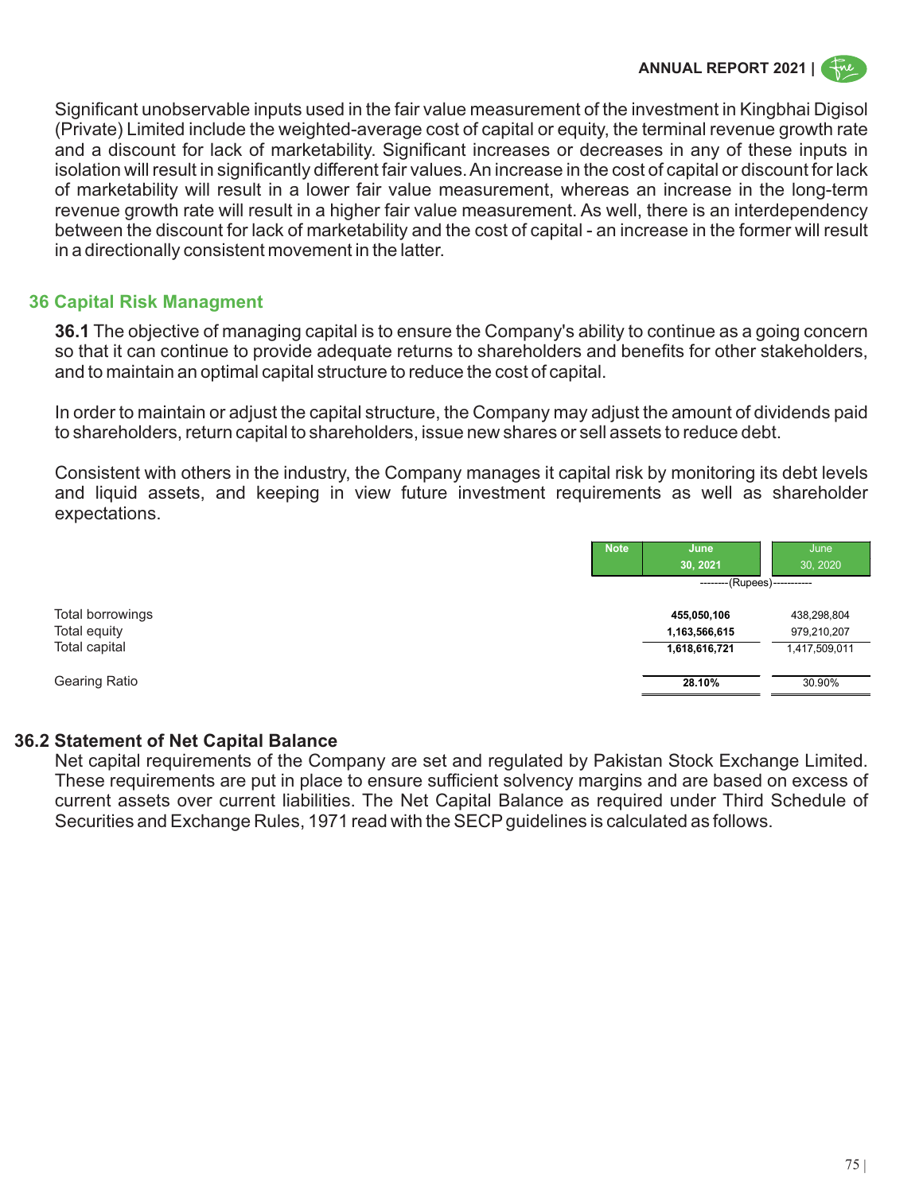Significant unobservable inputs used in the fair value measurement of the investment in Kingbhai Digisol (Private) Limited include the weighted-average cost of capital or equity, the terminal revenue growth rate and a discount for lack of marketability. Significant increases or decreases in any of these inputs in isolation will result in significantly different fair values. An increase in the cost of capital or discount for lack of marketability will result in a lower fair value measurement, whereas an increase in the long-term revenue growth rate will result in a higher fair value measurement. As well, there is an interdependency between the discount for lack of marketability and the cost of capital - an increase in the former will result in a directionally consistent movement in the latter.

## 36 Capital Risk Managment

**36.1** The objective of managing capital is to ensure the Company's ability to continue as a going concern so that it can continue to provide adequate returns to shareholders and benefits for other stakeholders, and to maintain an optimal capital structure to reduce the cost of capital.

In order to maintain or adjust the capital structure, the Company may adjust the amount of dividends paid to shareholders, return capital to shareholders, issue new shares or sell assets to reduce debt.

Consistent with others in the industry, the Company manages it capital risk by monitoring its debt levels and liquid assets, and keeping in view future investment requirements as well as shareholder expectations.

| | Note | June 30, 2021 | June 30, 2020 |
|---|---|---|---|
| | | --------(Rupees)----------- | |
| Total borrowings | | **455,050,106** | 438,298,804 |
| Total equity | | **1,163,566,615** | 979,210,207 |
| Total capital | | **1,618,616,721** | 1,417,509,011 |
| Gearing Ratio | | **28.10%** | 30.90% |

### 36.2 Statement of Net Capital Balance

Net capital requirements of the Company are set and regulated by Pakistan Stock Exchange Limited. These requirements are put in place to ensure sufficient solvency margins and are based on excess of current assets over current liabilities. The Net Capital Balance as required under Third Schedule of Securities and Exchange Rules, 1971 read with the SECP guidelines is calculated as follows.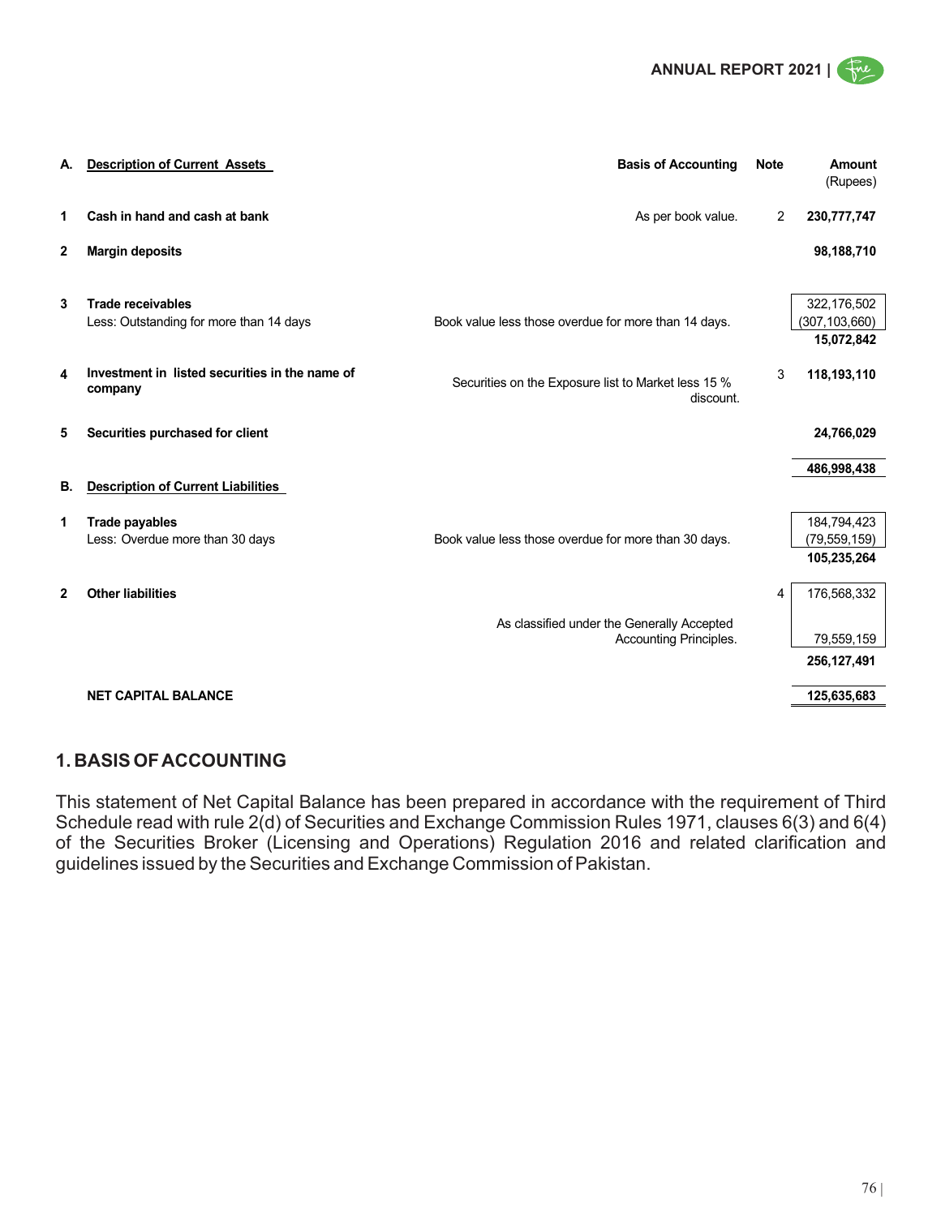| A. | Description of Current Assets | Basis of Accounting | Note | Amount (Rupees) |
|---|---|---|---|---|
| 1 | **Cash in hand and cash at bank** | As per book value. | 2 | **230,777,747** |
| 2 | **Margin deposits** | | | **98,188,710** |
| 3 | **Trade receivables** | | | 322,176,502 |
| | Less: Outstanding for more than 14 days | Book value less those overdue for more than 14 days. | | (307,103,660) |
| | | | | **15,072,842** |
| 4 | **Investment in listed securities in the name of company** | Securities on the Exposure list to Market less 15 % discount. | 3 | **118,193,110** |
| 5 | **Securities purchased for client** | | | **24,766,029** |
| | | | | **486,998,438** |
| **B.** | **Description of Current Liabilities** | | | |
| 1 | **Trade payables** | | | 184,794,423 |
| | Less: Overdue more than 30 days | Book value less those overdue for more than 30 days. | | (79,559,159) |
| | | | | **105,235,264** |
| 2 | **Other liabilities** | | 4 | 176,568,332 |
| | | As classified under the Generally Accepted Accounting Principles. | | 79,559,159 |
| | | | | **256,127,491** |
| | **NET CAPITAL BALANCE** | | | **125,635,683** |

## 1. BASIS OF ACCOUNTING

This statement of Net Capital Balance has been prepared in accordance with the requirement of Third Schedule read with rule 2(d) of Securities and Exchange Commission Rules 1971, clauses 6(3) and 6(4) of the Securities Broker (Licensing and Operations) Regulation 2016 and related clarification and guidelines issued by the Securities and Exchange Commission of Pakistan.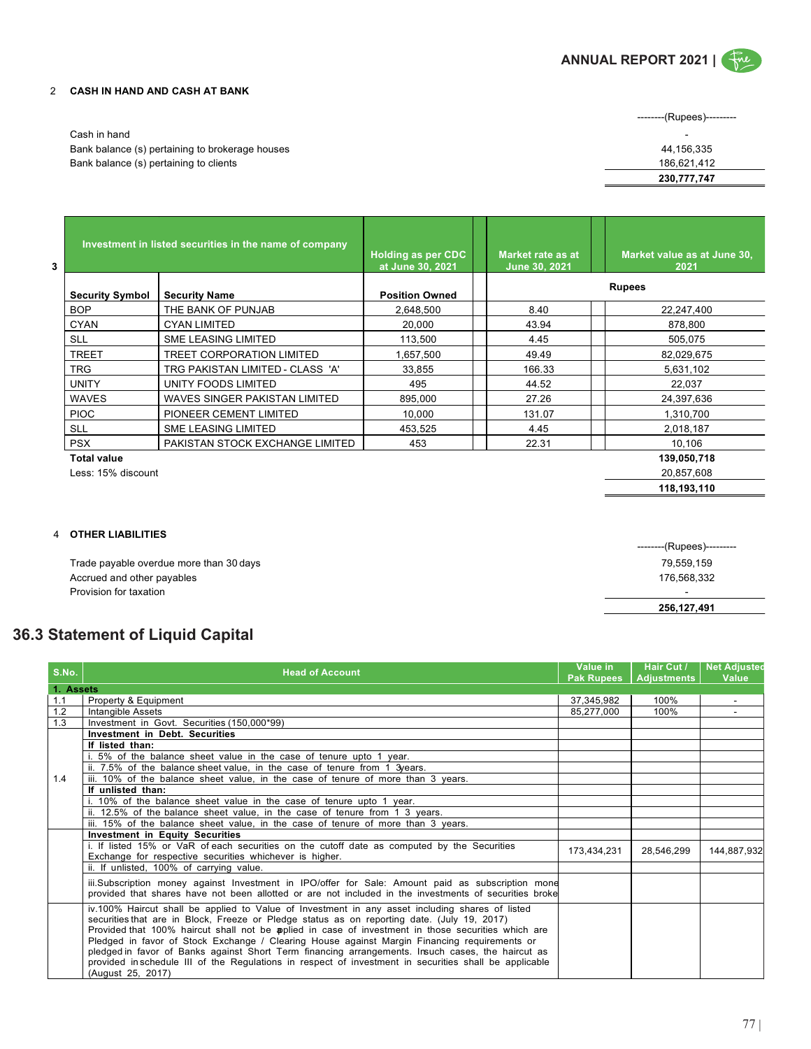## 2 CASH IN HAND AND CASH AT BANK

| | --------(Rupees)--------- |
|---|---|
| Cash in hand | - |
| Bank balance (s) pertaining to brokerage houses | 44,156,335 |
| Bank balance (s) pertaining to clients | 186,621,412 |
| | **230,777,747** |

## 3

| Investment in listed securities in the name of company | | Holding as per CDC at June 30, 2021 | Market rate as at June 30, 2021 | Market value as at June 30, 2021 |
|---|---|---|---|---|
| **Security Symbol** | **Security Name** | **Position Owned** | **Rupees** | |
| BOP | THE BANK OF PUNJAB | 2,648,500 | 8.40 | 22,247,400 |
| CYAN | CYAN LIMITED | 20,000 | 43.94 | 878,800 |
| SLL | SME LEASING LIMITED | 113,500 | 4.45 | 505,075 |
| TREET | TREET CORPORATION LIMITED | 1,657,500 | 49.49 | 82,029,675 |
| TRG | TRG PAKISTAN LIMITED - CLASS 'A' | 33,855 | 166.33 | 5,631,102 |
| UNITY | UNITY FOODS LIMITED | 495 | 44.52 | 22,037 |
| WAVES | WAVES SINGER PAKISTAN LIMITED | 895,000 | 27.26 | 24,397,636 |
| PIOC | PIONEER CEMENT LIMITED | 10,000 | 131.07 | 1,310,700 |
| SLL | SME LEASING LIMITED | 453,525 | 4.45 | 2,018,187 |
| PSX | PAKISTAN STOCK EXCHANGE LIMITED | 453 | 22.31 | 10,106 |
| **Total value** | | | | **139,050,718** |
| Less: 15% discount | | | | 20,857,608 |
| | | | | **118,193,110** |

## 4 OTHER LIABILITIES

| | --------(Rupees)--------- |
|---|---|
| Trade payable overdue more than 30 days | 79,559,159 |
| Accrued and other payables | 176,568,332 |
| Provision for taxation | - |
| | **256,127,491** |

## 36.3 Statement of Liquid Capital

| S.No. | Head of Account | Value in Pak Rupees | Hair Cut / Adjustments | Net Adjusted Value |
|---|---|---|---|---|
| **1. Assets** | | | | |
| 1.1 | Property & Equipment | 37,345,982 | 100% | - |
| 1.2 | Intangible Assets | 85,277,000 | 100% | - |
| 1.3 | Investment in Govt. Securities (150,000*99) | | | |
| 1.4 | **Investment in Debt. Securities** | | | |
| | **If listed than:** | | | |
| | i. 5% of the balance sheet value in the case of tenure upto 1 year. | | | |
| | ii. 7.5% of the balance sheet value, in the case of tenure from 1 3years. | | | |
| | iii. 10% of the balance sheet value, in the case of tenure of more than 3 years. | | | |
| | **If unlisted than:** | | | |
| | i. 10% of the balance sheet value in the case of tenure upto 1 year. | | | |
| | ii. 12.5% of the balance sheet value, in the case of tenure from 1 3 years. | | | |
| | iii. 15% of the balance sheet value, in the case of tenure of more than 3 years. | | | |
| | **Investment in Equity Securities** | | | |
| | i. If listed 15% or VaR of each securities on the cutoff date as computed by the Securities Exchange for respective securities whichever is higher. | 173,434,231 | 28,546,299 | 144,887,932 |
| | ii. If unlisted, 100% of carrying value. | | | |
| | iii.Subscription money against Investment in IPO/offer for Sale: Amount paid as subscription mone provided that shares have not been allotted or are not included in the investments of securities broke | | | |
| | iv.100% Haircut shall be applied to Value of Investment in any asset including shares of listed securities that are in Block, Freeze or Pledge status as on reporting date. (July 19, 2017) Provided that 100% haircut shall not be applied in case of investment in those securities which are Pledged in favor of Stock Exchange / Clearing House against Margin Financing requirements or pledged in favor of Banks against Short Term financing arrangements. In such cases, the haircut as provided in schedule III of the Regulations in respect of investment in securities shall be applicable (August 25, 2017) | | | |